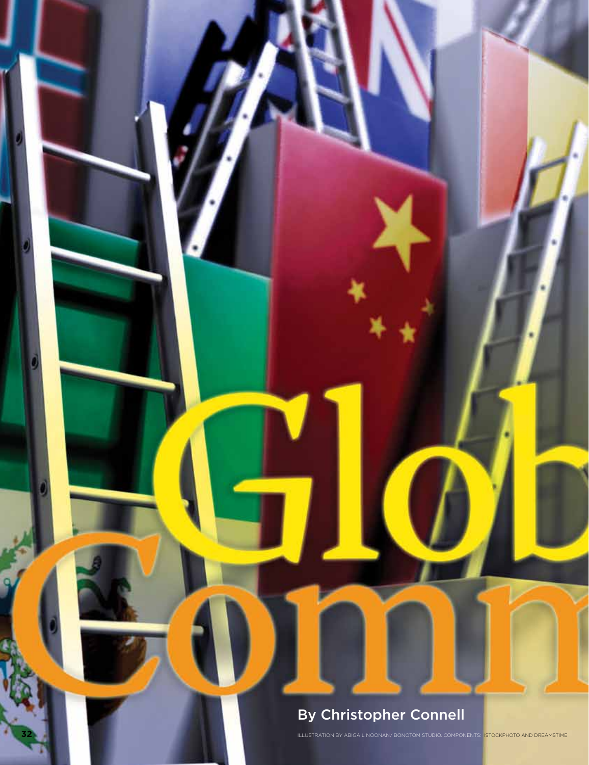# Glob Comm

By Christopher Connell

ILLUSTRATION BY ABIGAIL NOONAN/ BONOTOM STUDIO. COMPONENTS: ISTOCKPHOTO AND DREAMSTIME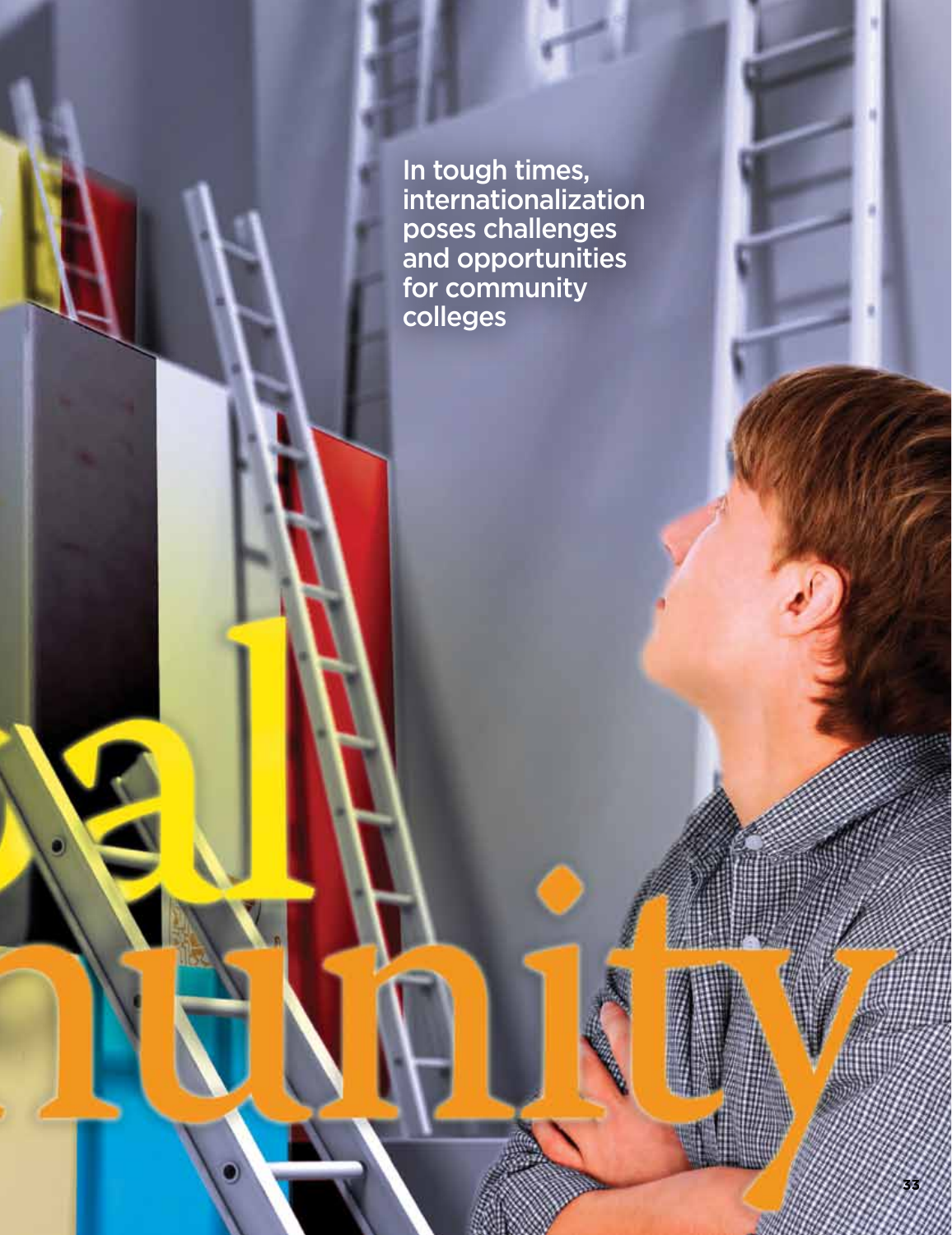In tough times, internationalization poses challenges and opportunities for community colleges

bal

nunity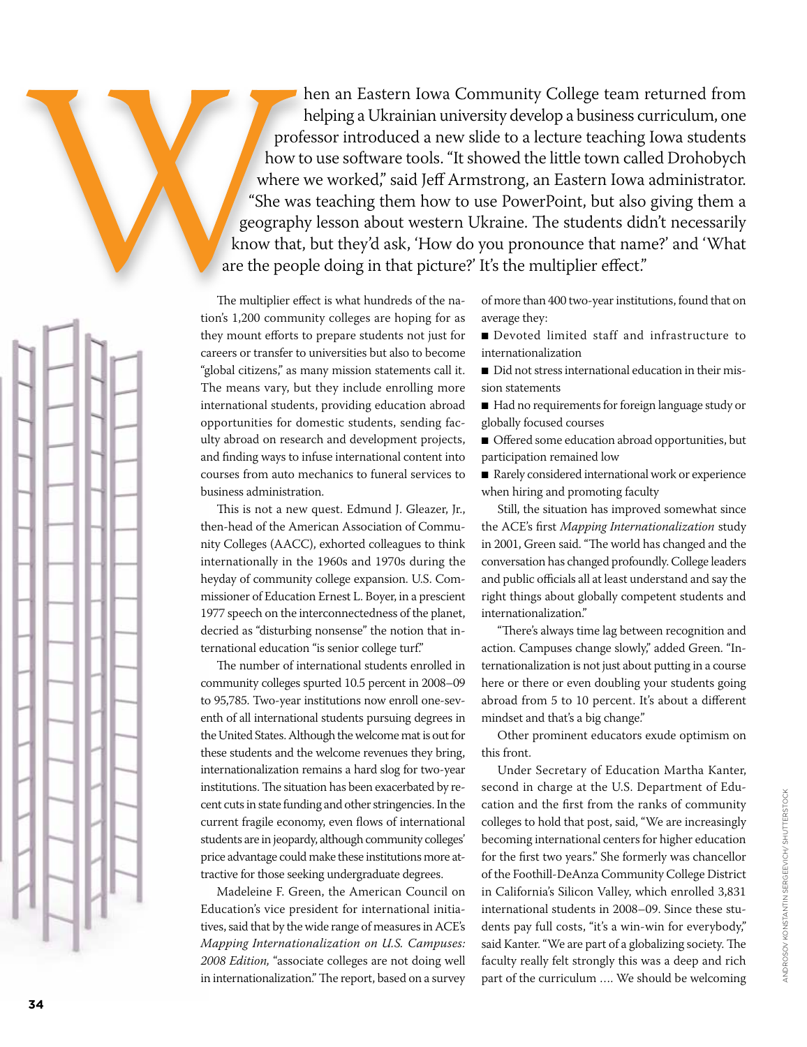When an Eastern Iowa Community College team returned from helping a Ukrainian university develop a business curriculum, one professor introduced a new slide to a lecture teaching Iowa students how to use software tools. "It showed the little town called Drohobych where we worked," said Jeff Armstrong, an Eastern Iowa administrator. "She was teaching them how to use PowerPoint, but also giving them a geography lesson about western Ukraine. The students didn't necessarily know that, but they'd ask, 'How do you pronounce that name?' and 'What are the people doing in that picture?' It's the multiplier effect."

The multiplier effect is what hundreds of the nation's 1,200 community colleges are hoping for as they mount efforts to prepare students not just for careers or transfer to universities but also to become "global citizens," as many mission statements call it. The means vary, but they include enrolling more international students, providing education abroad opportunities for domestic students, sending faculty abroad on research and development projects, and finding ways to infuse international content into courses from auto mechanics to funeral services to business administration.

This is not a new quest. Edmund J. Gleazer, Jr., then-head of the American Association of Community Colleges (AACC), exhorted colleagues to think internationally in the 1960s and 1970s during the heyday of community college expansion. U.S. Commissioner of Education Ernest L. Boyer, in a prescient 1977 speech on the interconnectedness of the planet, decried as "disturbing nonsense" the notion that international education "is senior college turf."

The number of international students enrolled in community colleges spurted 10.5 percent in 2008–09 to 95,785. Two-year institutions now enroll one-seventh of all international students pursuing degrees in the United States. Although the welcome mat is out for these students and the welcome revenues they bring, internationalization remains a hard slog for two-year institutions. The situation has been exacerbated by recent cuts in state funding and other stringencies. In the current fragile economy, even flows of international students are in jeopardy, although community colleges' price advantage could make these institutions more attractive for those seeking undergraduate degrees.

Madeleine F. Green, the American Council on Education's vice president for international initiatives, said that by the wide range of measures in ACE's *Mapping Internationalization on U.S. Campuses: 2008 Edition,* "associate colleges are not doing well in internationalization." The report, based on a survey of more than 400 two-year institutions, found that on average they:

- Devoted limited staff and infrastructure to internationalization
- Did not stress international education in their mission statements
- Had no requirements for foreign language study or globally focused courses
- Offered some education abroad opportunities, but participation remained low
- Rarely considered international work or experience when hiring and promoting faculty

Still, the situation has improved somewhat since the ACE's first *Mapping Internationalization* study in 2001, Green said. "The world has changed and the conversation has changed profoundly. College leaders and public officials all at least understand and say the right things about globally competent students and internationalization."

"There's always time lag between recognition and action. Campuses change slowly," added Green. "Internationalization is not just about putting in a course here or there or even doubling your students going abroad from 5 to 10 percent. It's about a different mindset and that's a big change."

Other prominent educators exude optimism on this front.

Under Secretary of Education Martha Kanter, second in charge at the U.S. Department of Education and the first from the ranks of community colleges to hold that post, said, "We are increasingly becoming international centers for higher education for the first two years." She formerly was chancellor of the Foothill-DeAnza Community College District in California's Silicon Valley, which enrolled 3,831 international students in 2008–09. Since these students pay full costs, "it's a win-win for everybody," said Kanter. "We are part of a globalizing society. The faculty really felt strongly this was a deep and rich part of the curriculum .... We should be welcoming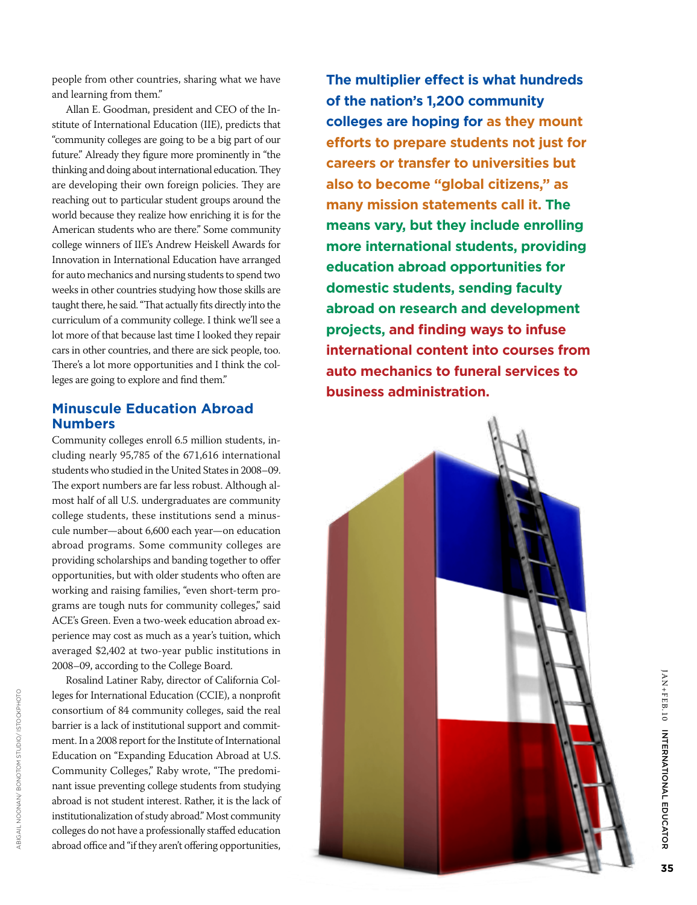people from other countries, sharing what we have and learning from them."

Allan E. Goodman, president and CEO of the Institute of International Education (IIE), predicts that "community colleges are going to be a big part of our future." Already they figure more prominently in "the thinking and doing about international education. They are developing their own foreign policies. They are reaching out to particular student groups around the world because they realize how enriching it is for the American students who are there." Some community college winners of IIE's Andrew Heiskell Awards for Innovation in International Education have arranged for auto mechanics and nursing students to spend two weeks in other countries studying how those skills are taught there, he said. "That actually fits directly into the curriculum of a community college. I think we'll see a lot more of that because last time I looked they repair cars in other countries, and there are sick people, too. There's a lot more opportunities and I think the colleges are going to explore and find them."

## Minuscule Education Abroad Numbers

Community colleges enroll 6.5 million students, including nearly 95,785 of the 671,616 international students who studied in the United States in 2008–09. The export numbers are far less robust. Although almost half of all U.S. undergraduates are community college students, these institutions send a minuscule number—about 6,600 each year—on education abroad programs. Some community colleges are providing scholarships and banding together to offer opportunities, but with older students who often are working and raising families, "even short-term programs are tough nuts for community colleges," said ACE's Green. Even a two-week education abroad experience may cost as much as a year's tuition, which averaged $2,402 at two-year public institutions in 2008–09, according to the College Board.

Rosalind Latiner Raby, director of California Colleges for International Education (CCIE), a nonprofit consortium of 84 community colleges, said the real barrier is a lack of institutional support and commitment. In a 2008 report for the Institute of International Education on "Expanding Education Abroad at U.S. Community Colleges," Raby wrote, "The predominant issue preventing college students from studying abroad is not student interest. Rather, it is the lack of institutionalization of study abroad." Most community colleges do not have a professionally staffed education abroad office and "if they aren't offering opportunities,

**The multiplier effect is what hundreds of the nation's 1,200 community colleges are hoping for as they mount efforts to prepare students not just for careers or transfer to universities but also to become "global citizens," as many mission statements call it. The means vary, but they include enrolling more international students, providing education abroad opportunities for domestic students, sending faculty abroad on research and development projects, and finding ways to infuse international content into courses from auto mechanics to funeral services to business administration.**

ABIGAIL NOONAN/ BONOTOM STUDIO/ ISTOCKPHOTO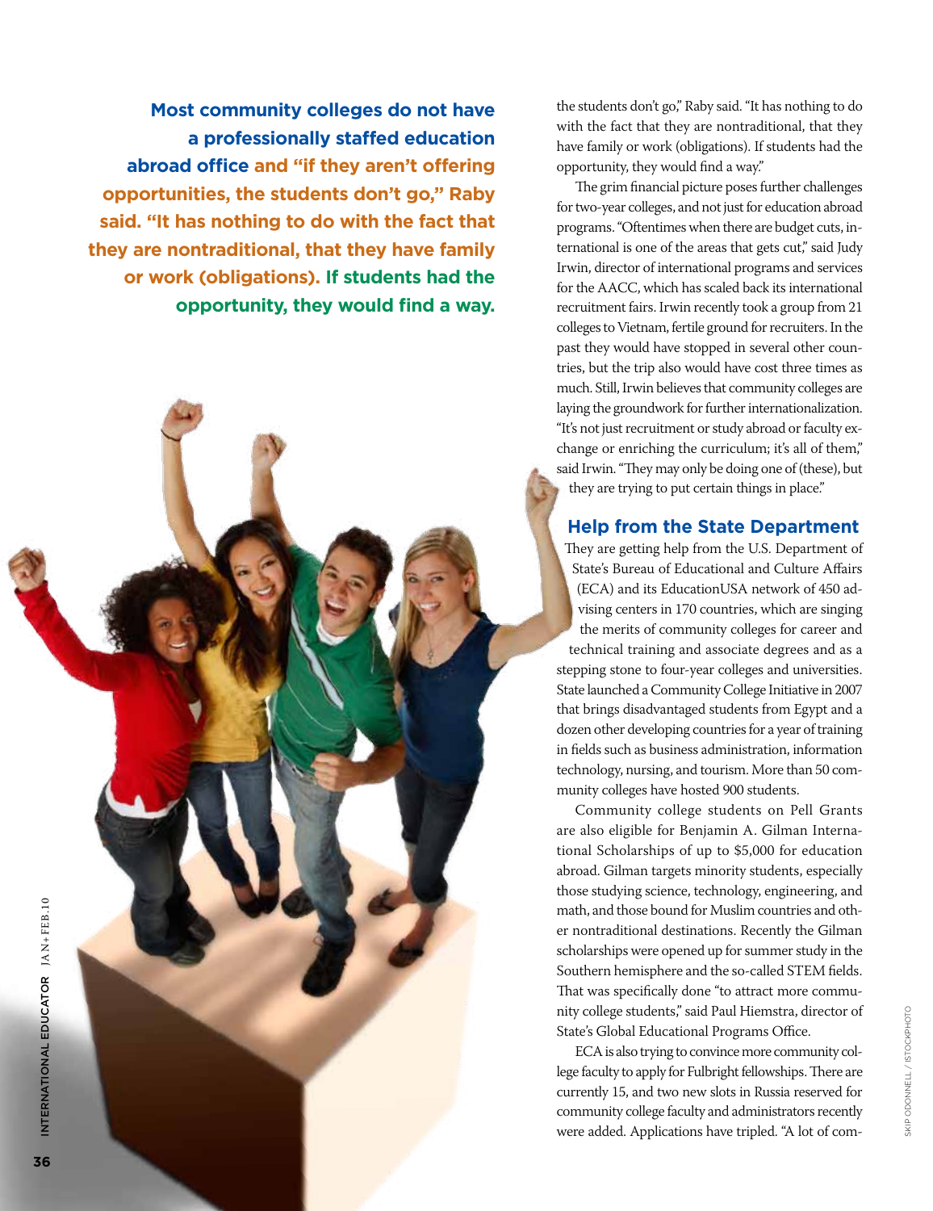**Most community colleges do not have a professionally staffed education abroad office and "if they aren't offering opportunities, the students don't go," Raby said. "It has nothing to do with the fact that they are nontraditional, that they have family or work (obligations). If students had the opportunity, they would find a way.**

the students don't go," Raby said. "It has nothing to do with the fact that they are nontraditional, that they have family or work (obligations). If students had the opportunity, they would find a way."

The grim financial picture poses further challenges for two-year colleges, and not just for education abroad programs. "Oftentimes when there are budget cuts, international is one of the areas that gets cut," said Judy Irwin, director of international programs and services for the AACC, which has scaled back its international recruitment fairs. Irwin recently took a group from 21 colleges to Vietnam, fertile ground for recruiters. In the past they would have stopped in several other countries, but the trip also would have cost three times as much. Still, Irwin believes that community colleges are laying the groundwork for further internationalization. "It's not just recruitment or study abroad or faculty exchange or enriching the curriculum; it's all of them," said Irwin. "They may only be doing one of (these), but they are trying to put certain things in place."

## Help from the State Department

They are getting help from the U.S. Department of State's Bureau of Educational and Culture Affairs (ECA) and its EducationUSA network of 450 advising centers in 170 countries, which are singing the merits of community colleges for career and technical training and associate degrees and as a stepping stone to four-year colleges and universities. State launched a Community College Initiative in 2007 that brings disadvantaged students from Egypt and a dozen other developing countries for a year of training in fields such as business administration, information technology, nursing, and tourism. More than 50 community colleges have hosted 900 students.

Community college students on Pell Grants are also eligible for Benjamin A. Gilman International Scholarships of up to $5,000 for education abroad. Gilman targets minority students, especially those studying science, technology, engineering, and math, and those bound for Muslim countries and other nontraditional destinations. Recently the Gilman scholarships were opened up for summer study in the Southern hemisphere and the so-called STEM fields. That was specifically done "to attract more community college students," said Paul Hiemstra, director of State's Global Educational Programs Office.

ECA is also trying to convince more community college faculty to apply for Fulbright fellowships. There are currently 15, and two new slots in Russia reserved for community college faculty and administrators recently were added. Applications have tripled. "A lot of com-

SKIP ODONNELL / ISTOCKPHOTO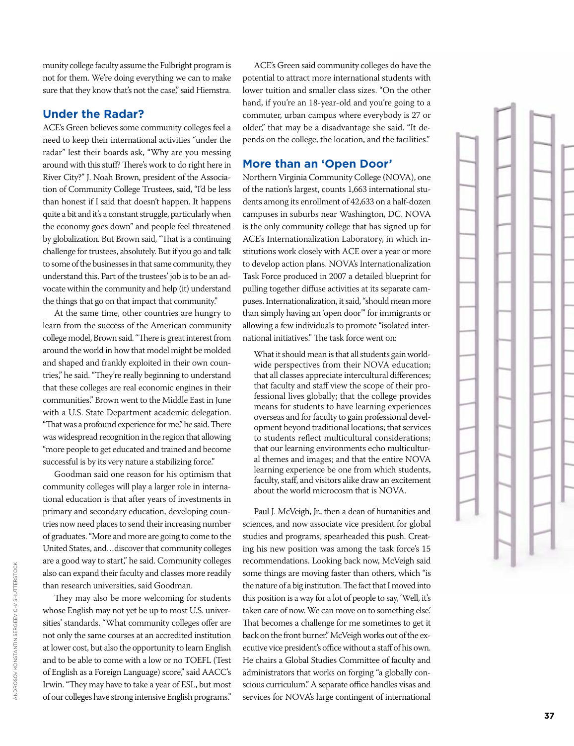munity college faculty assume the Fulbright program is not for them. We're doing everything we can to make sure that they know that's not the case," said Hiemstra.

## Under the Radar?

ACE's Green believes some community colleges feel a need to keep their international activities "under the radar" lest their boards ask, "Why are you messing around with this stuff? There's work to do right here in River City?" J. Noah Brown, president of the Association of Community College Trustees, said, "I'd be less than honest if I said that doesn't happen. It happens quite a bit and it's a constant struggle, particularly when the economy goes down" and people feel threatened by globalization. But Brown said, "That is a continuing challenge for trustees, absolutely. But if you go and talk to some of the businesses in that same community, they understand this. Part of the trustees' job is to be an advocate within the community and help (it) understand the things that go on that impact that community."

At the same time, other countries are hungry to learn from the success of the American community college model, Brown said. "There is great interest from around the world in how that model might be molded and shaped and frankly exploited in their own countries," he said. "They're really beginning to understand that these colleges are real economic engines in their communities." Brown went to the Middle East in June with a U.S. State Department academic delegation. "That was a profound experience for me," he said. There was widespread recognition in the region that allowing "more people to get educated and trained and become successful is by its very nature a stabilizing force."

Goodman said one reason for his optimism that community colleges will play a larger role in international education is that after years of investments in primary and secondary education, developing countries now need places to send their increasing number of graduates. "More and more are going to come to the United States, and…discover that community colleges are a good way to start," he said. Community colleges also can expand their faculty and classes more readily than research universities, said Goodman.

They may also be more welcoming for students whose English may not yet be up to most U.S. universities' standards. "What community colleges offer are not only the same courses at an accredited institution at lower cost, but also the opportunity to learn English and to be able to come with a low or no TOEFL (Test of English as a Foreign Language) score," said AACC's Irwin. "They may have to take a year of ESL, but most of our colleges have strong intensive English programs."

ACE's Green said community colleges do have the potential to attract more international students with lower tuition and smaller class sizes. "On the other hand, if you're an 18-year-old and you're going to a commuter, urban campus where everybody is 27 or older," that may be a disadvantage she said. "It depends on the college, the location, and the facilities."

## More than an 'Open Door'

Northern Virginia Community College (NOVA), one of the nation's largest, counts 1,663 international students among its enrollment of 42,633 on a half-dozen campuses in suburbs near Washington, DC. NOVA is the only community college that has signed up for ACE's Internationalization Laboratory, in which institutions work closely with ACE over a year or more to develop action plans. NOVA's Internationalization Task Force produced in 2007 a detailed blueprint for pulling together diffuse activities at its separate campuses. Internationalization, it said, "should mean more than simply having an 'open door'" for immigrants or allowing a few individuals to promote "isolated international initiatives." The task force went on:

> What it should mean is that all students gain worldwide perspectives from their NOVA education; that all classes appreciate intercultural differences; that faculty and staff view the scope of their professional lives globally; that the college provides means for students to have learning experiences overseas and for faculty to gain professional development beyond traditional locations; that services to students reflect multicultural considerations; that our learning environments echo multicultural themes and images; and that the entire NOVA learning experience be one from which students, faculty, staff, and visitors alike draw an excitement about the world microcosm that is NOVA.

Paul J. McVeigh, Jr., then a dean of humanities and sciences, and now associate vice president for global studies and programs, spearheaded this push. Creating his new position was among the task force's 15 recommendations. Looking back now, McVeigh said some things are moving faster than others, which "is the nature of a big institution. The fact that I moved into this position is a way for a lot of people to say, 'Well, it's taken care of now. We can move on to something else.' That becomes a challenge for me sometimes to get it back on the front burner." McVeigh works out of the executive vice president's office without a staff of his own. He chairs a Global Studies Committee of faculty and administrators that works on forging "a globally conscious curriculum." A separate office handles visas and services for NOVA's large contingent of international

ANDROSOV KONSTANTIN SERGEEVICH/ SHUTTERSTOCK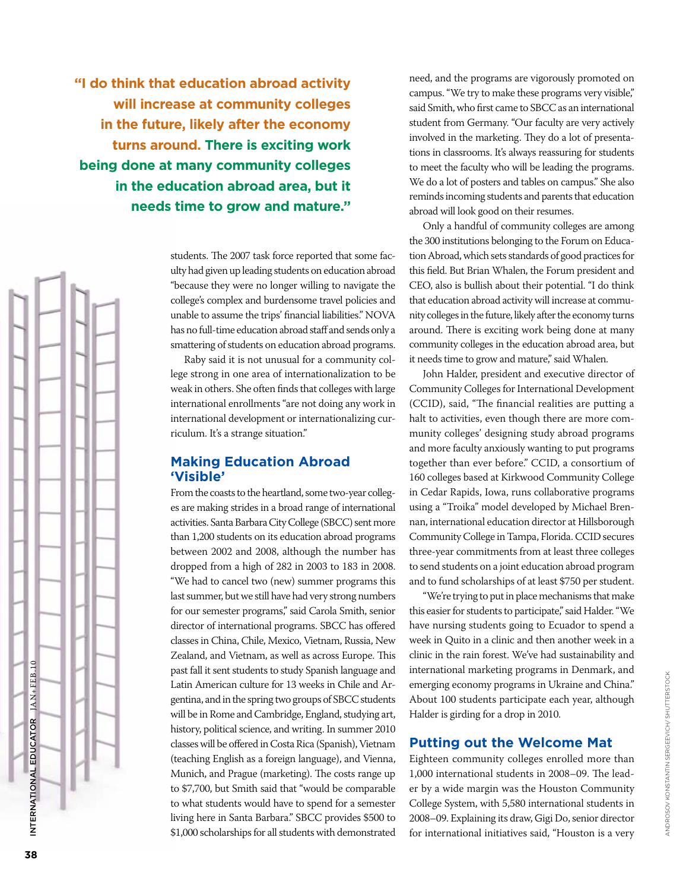**"I do think that education abroad activity will increase at community colleges in the future, likely after the economy turns around. There is exciting work being done at many community colleges in the education abroad area, but it needs time to grow and mature."**

students. The 2007 task force reported that some faculty had given up leading students on education abroad "because they were no longer willing to navigate the college's complex and burdensome travel policies and unable to assume the trips' financial liabilities." NOVA has no full-time education abroad staff and sends only a smattering of students on education abroad programs.

Raby said it is not unusual for a community college strong in one area of internationalization to be weak in others. She often finds that colleges with large international enrollments "are not doing any work in international development or internationalizing curriculum. It's a strange situation."

## Making Education Abroad 'Visible'

From the coasts to the heartland, some two-year colleges are making strides in a broad range of international activities. Santa Barbara City College (SBCC) sent more than 1,200 students on its education abroad programs between 2002 and 2008, although the number has dropped from a high of 282 in 2003 to 183 in 2008. "We had to cancel two (new) summer programs this last summer, but we still have had very strong numbers for our semester programs," said Carola Smith, senior director of international programs. SBCC has offered classes in China, Chile, Mexico, Vietnam, Russia, New Zealand, and Vietnam, as well as across Europe. This past fall it sent students to study Spanish language and Latin American culture for 13 weeks in Chile and Argentina, and in the spring two groups of SBCC students will be in Rome and Cambridge, England, studying art, history, political science, and writing. In summer 2010 classes will be offered in Costa Rica (Spanish), Vietnam (teaching English as a foreign language), and Vienna, Munich, and Prague (marketing). The costs range up to $7,700, but Smith said that "would be comparable to what students would have to spend for a semester living here in Santa Barbara." SBCC provides $500 to $1,000 scholarships for all students with demonstrated need, and the programs are vigorously promoted on campus. "We try to make these programs very visible," said Smith, who first came to SBCC as an international student from Germany. "Our faculty are very actively involved in the marketing. They do a lot of presentations in classrooms. It's always reassuring for students to meet the faculty who will be leading the programs. We do a lot of posters and tables on campus." She also reminds incoming students and parents that education abroad will look good on their resumes.

Only a handful of community colleges are among the 300 institutions belonging to the Forum on Education Abroad, which sets standards of good practices for this field. But Brian Whalen, the Forum president and CEO, also is bullish about their potential. "I do think that education abroad activity will increase at community colleges in the future, likely after the economy turns around. There is exciting work being done at many community colleges in the education abroad area, but it needs time to grow and mature," said Whalen.

John Halder, president and executive director of Community Colleges for International Development (CCID), said, "The financial realities are putting a halt to activities, even though there are more community colleges' designing study abroad programs and more faculty anxiously wanting to put programs together than ever before." CCID, a consortium of 160 colleges based at Kirkwood Community College in Cedar Rapids, Iowa, runs collaborative programs using a "Troika" model developed by Michael Brennan, international education director at Hillsborough Community College in Tampa, Florida. CCID secures three-year commitments from at least three colleges to send students on a joint education abroad program and to fund scholarships of at least $750 per student.

"We're trying to put in place mechanisms that make this easier for students to participate," said Halder. "We have nursing students going to Ecuador to spend a week in Quito in a clinic and then another week in a clinic in the rain forest. We've had sustainability and international marketing programs in Denmark, and emerging economy programs in Ukraine and China." About 100 students participate each year, although Halder is girding for a drop in 2010.

## Putting out the Welcome Mat

Eighteen community colleges enrolled more than 1,000 international students in 2008–09. The leader by a wide margin was the Houston Community College System, with 5,580 international students in 2008–09. Explaining its draw, Gigi Do, senior director for international initiatives said, "Houston is a very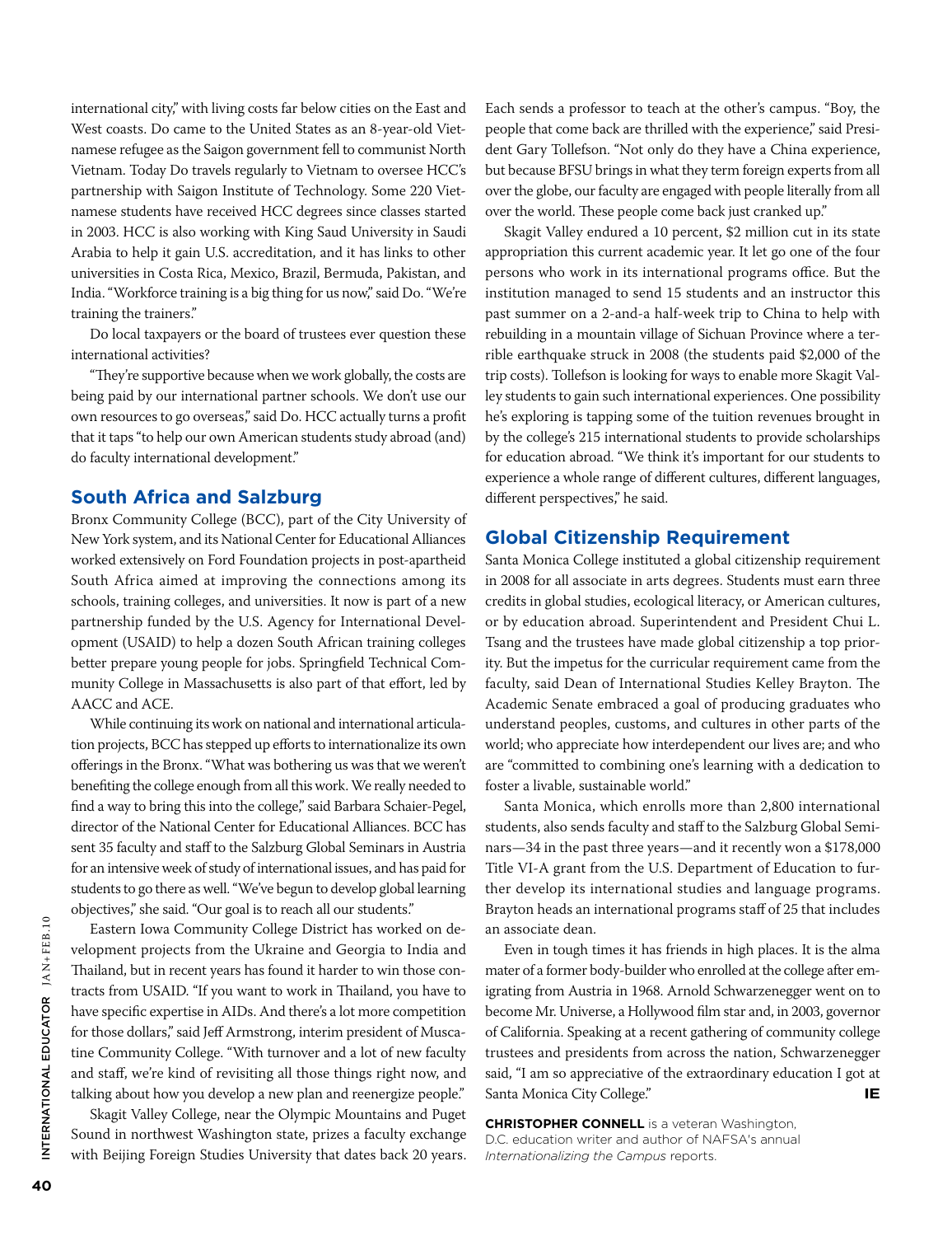international city," with living costs far below cities on the East and West coasts. Do came to the United States as an 8-year-old Vietnamese refugee as the Saigon government fell to communist North Vietnam. Today Do travels regularly to Vietnam to oversee HCC's partnership with Saigon Institute of Technology. Some 220 Vietnamese students have received HCC degrees since classes started in 2003. HCC is also working with King Saud University in Saudi Arabia to help it gain U.S. accreditation, and it has links to other universities in Costa Rica, Mexico, Brazil, Bermuda, Pakistan, and India. "Workforce training is a big thing for us now," said Do. "We're training the trainers."

Do local taxpayers or the board of trustees ever question these international activities?

"They're supportive because when we work globally, the costs are being paid by our international partner schools. We don't use our own resources to go overseas," said Do. HCC actually turns a profit that it taps "to help our own American students study abroad (and) do faculty international development."

## South Africa and Salzburg

Bronx Community College (BCC), part of the City University of New York system, and its National Center for Educational Alliances worked extensively on Ford Foundation projects in post-apartheid South Africa aimed at improving the connections among its schools, training colleges, and universities. It now is part of a new partnership funded by the U.S. Agency for International Development (USAID) to help a dozen South African training colleges better prepare young people for jobs. Springfield Technical Community College in Massachusetts is also part of that effort, led by AACC and ACE.

While continuing its work on national and international articulation projects, BCC has stepped up efforts to internationalize its own offerings in the Bronx. "What was bothering us was that we weren't benefiting the college enough from all this work. We really needed to find a way to bring this into the college," said Barbara Schaier-Pegel, director of the National Center for Educational Alliances. BCC has sent 35 faculty and staff to the Salzburg Global Seminars in Austria for an intensive week of study of international issues, and has paid for students to go there as well. "We've begun to develop global learning objectives," she said. "Our goal is to reach all our students."

Eastern Iowa Community College District has worked on development projects from the Ukraine and Georgia to India and Thailand, but in recent years has found it harder to win those contracts from USAID. "If you want to work in Thailand, you have to have specific expertise in AIDs. And there's a lot more competition for those dollars," said Jeff Armstrong, interim president of Muscatine Community College. "With turnover and a lot of new faculty and staff, we're kind of revisiting all those things right now, and talking about how you develop a new plan and reenergize people."

Skagit Valley College, near the Olympic Mountains and Puget Sound in northwest Washington state, prizes a faculty exchange with Beijing Foreign Studies University that dates back 20 years. Each sends a professor to teach at the other's campus. "Boy, the people that come back are thrilled with the experience," said President Gary Tollefson. "Not only do they have a China experience, but because BFSU brings in what they term foreign experts from all over the globe, our faculty are engaged with people literally from all over the world. These people come back just cranked up."

Skagit Valley endured a 10 percent, $2 million cut in its state appropriation this current academic year. It let go one of the four persons who work in its international programs office. But the institution managed to send 15 students and an instructor this past summer on a 2-and-a half-week trip to China to help with rebuilding in a mountain village of Sichuan Province where a terrible earthquake struck in 2008 (the students paid $2,000 of the trip costs). Tollefson is looking for ways to enable more Skagit Valley students to gain such international experiences. One possibility he's exploring is tapping some of the tuition revenues brought in by the college's 215 international students to provide scholarships for education abroad. "We think it's important for our students to experience a whole range of different cultures, different languages, different perspectives," he said.

## Global Citizenship Requirement

Santa Monica College instituted a global citizenship requirement in 2008 for all associate in arts degrees. Students must earn three credits in global studies, ecological literacy, or American cultures, or by education abroad. Superintendent and President Chui L. Tsang and the trustees have made global citizenship a top priority. But the impetus for the curricular requirement came from the faculty, said Dean of International Studies Kelley Brayton. The Academic Senate embraced a goal of producing graduates who understand peoples, customs, and cultures in other parts of the world; who appreciate how interdependent our lives are; and who are "committed to combining one's learning with a dedication to foster a livable, sustainable world."

Santa Monica, which enrolls more than 2,800 international students, also sends faculty and staff to the Salzburg Global Seminars—34 in the past three years—and it recently won a $178,000 Title VI-A grant from the U.S. Department of Education to further develop its international studies and language programs. Brayton heads an international programs staff of 25 that includes an associate dean.

Even in tough times it has friends in high places. It is the alma mater of a former body-builder who enrolled at the college after emigrating from Austria in 1968. Arnold Schwarzenegger went on to become Mr. Universe, a Hollywood film star and, in 2003, governor of California. Speaking at a recent gathering of community college trustees and presidents from across the nation, Schwarzenegger said, "I am so appreciative of the extraordinary education I got at Santa Monica City College." **IE**

**CHRISTOPHER CONNELL** is a veteran Washington, D.C. education writer and author of NAFSA's annual *Internationalizing the Campus* reports.